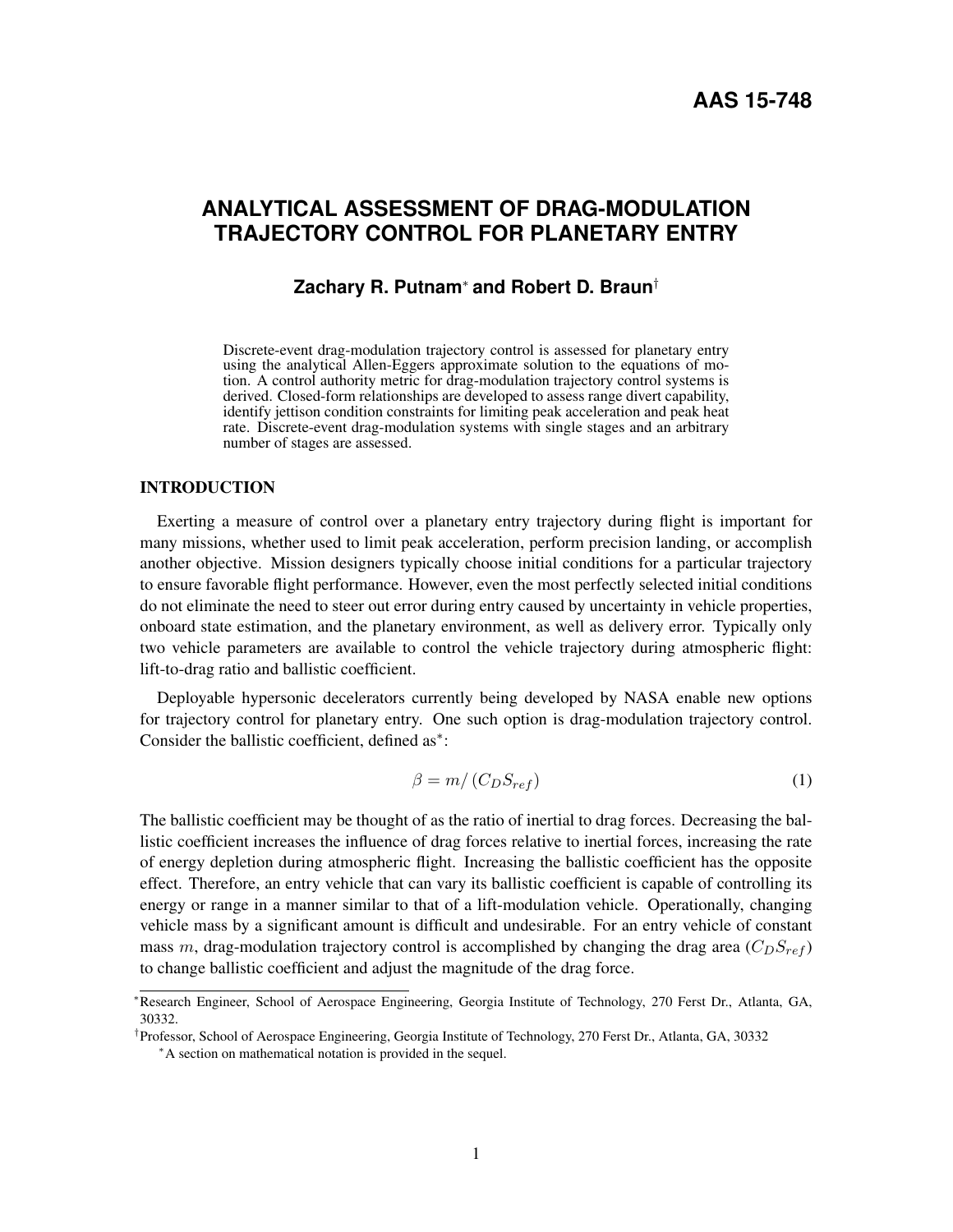AAS 15-748

# ANALYTICAL ASSESSMENT OF DRAG-MODULATION TRAJECTORY CONTROL FOR PLANETARY ENTRY

**Zachary R. Putnam[*] and Robert D. Braun[†]**

Discrete-event drag-modulation trajectory control is assessed for planetary entry using the analytical Allen-Eggers approximate solution to the equations of motion. A control authority metric for drag-modulation trajectory control systems is derived. Closed-form relationships are developed to assess range divert capability, identify jettison condition constraints for limiting peak acceleration and peak heat rate. Discrete-event drag-modulation systems with single stages and an arbitrary number of stages are assessed.

## INTRODUCTION

Exerting a measure of control over a planetary entry trajectory during flight is important for many missions, whether used to limit peak acceleration, perform precision landing, or accomplish another objective. Mission designers typically choose initial conditions for a particular trajectory to ensure favorable flight performance. However, even the most perfectly selected initial conditions do not eliminate the need to steer out error during entry caused by uncertainty in vehicle properties, onboard state estimation, and the planetary environment, as well as delivery error. Typically only two vehicle parameters are available to control the vehicle trajectory during atmospheric flight: lift-to-drag ratio and ballistic coefficient.

Deployable hypersonic decelerators currently being developed by NASA enable new options for trajectory control for planetary entry. One such option is drag-modulation trajectory control. Consider the ballistic coefficient, defined as[*]:

$$\beta = m/\left(C_D S_{ref}\right) \tag{1}$$

The ballistic coefficient may be thought of as the ratio of inertial to drag forces. Decreasing the ballistic coefficient increases the influence of drag forces relative to inertial forces, increasing the rate of energy depletion during atmospheric flight. Increasing the ballistic coefficient has the opposite effect. Therefore, an entry vehicle that can vary its ballistic coefficient is capable of controlling its energy or range in a manner similar to that of a lift-modulation vehicle. Operationally, changing vehicle mass by a significant amount is difficult and undesirable. For an entry vehicle of constant mass $m$, drag-modulation trajectory control is accomplished by changing the drag area ($C_D S_{ref}$) to change ballistic coefficient and adjust the magnitude of the drag force.

---

[*]Research Engineer, School of Aerospace Engineering, Georgia Institute of Technology, 270 Ferst Dr., Atlanta, GA, 30332.

[†]Professor, School of Aerospace Engineering, Georgia Institute of Technology, 270 Ferst Dr., Atlanta, GA, 30332

[*]A section on mathematical notation is provided in the sequel.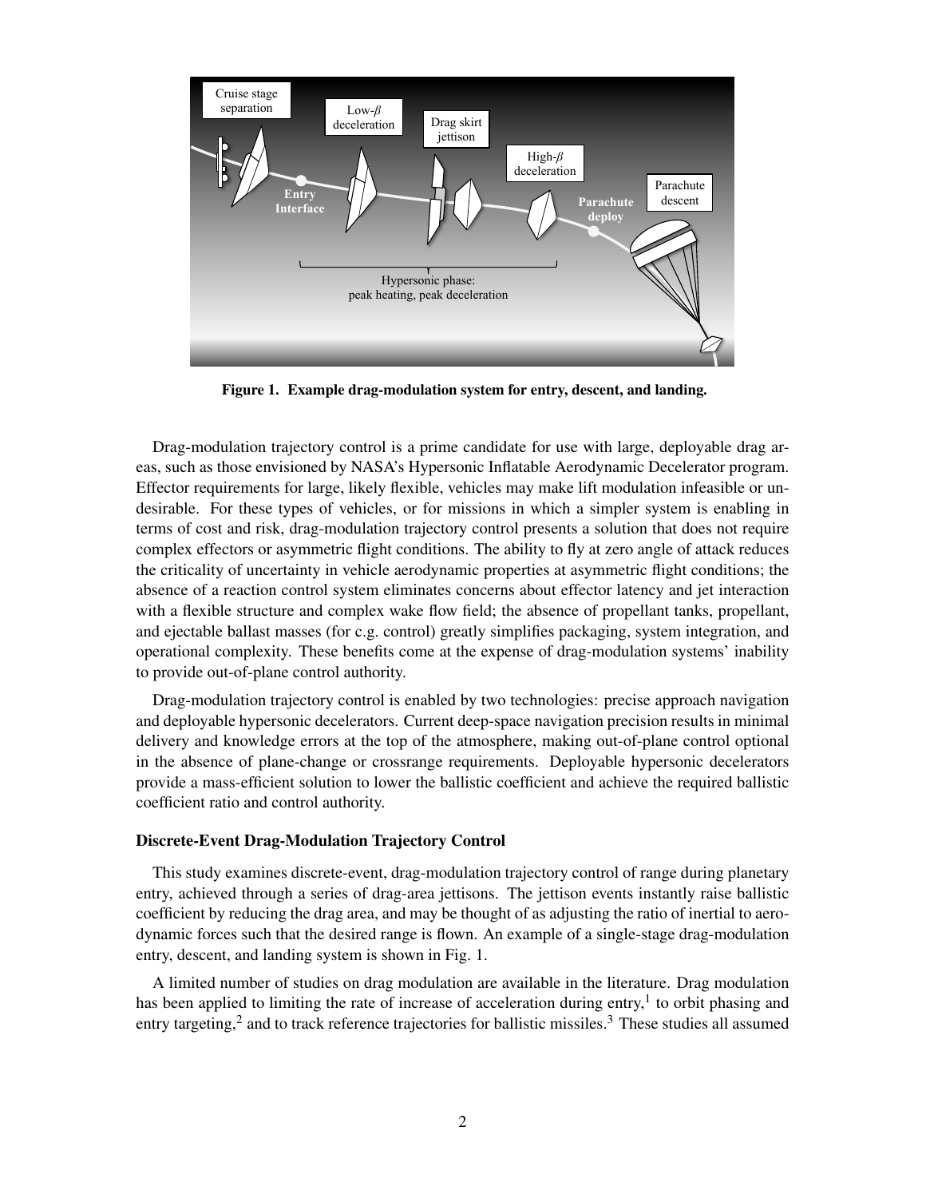Figure 1. Example drag-modulation system for entry, descent, and landing.

Drag-modulation trajectory control is a prime candidate for use with large, deployable drag areas, such as those envisioned by NASA's Hypersonic Inflatable Aerodynamic Decelerator program. Effector requirements for large, likely flexible, vehicles may make lift modulation infeasible or undesirable. For these types of vehicles, or for missions in which a simpler system is enabling in terms of cost and risk, drag-modulation trajectory control presents a solution that does not require complex effectors or asymmetric flight conditions. The ability to fly at zero angle of attack reduces the criticality of uncertainty in vehicle aerodynamic properties at asymmetric flight conditions; the absence of a reaction control system eliminates concerns about effector latency and jet interaction with a flexible structure and complex wake flow field; the absence of propellant tanks, propellant, and ejectable ballast masses (for c.g. control) greatly simplifies packaging, system integration, and operational complexity. These benefits come at the expense of drag-modulation systems' inability to provide out-of-plane control authority.

Drag-modulation trajectory control is enabled by two technologies: precise approach navigation and deployable hypersonic decelerators. Current deep-space navigation precision results in minimal delivery and knowledge errors at the top of the atmosphere, making out-of-plane control optional in the absence of plane-change or crossrange requirements. Deployable hypersonic decelerators provide a mass-efficient solution to lower the ballistic coefficient and achieve the required ballistic coefficient ratio and control authority.

### Discrete-Event Drag-Modulation Trajectory Control

This study examines discrete-event, drag-modulation trajectory control of range during planetary entry, achieved through a series of drag-area jettisons. The jettison events instantly raise ballistic coefficient by reducing the drag area, and may be thought of as adjusting the ratio of inertial to aerodynamic forces such that the desired range is flown. An example of a single-stage drag-modulation entry, descent, and landing system is shown in Fig. 1.

A limited number of studies on drag modulation are available in the literature. Drag modulation has been applied to limiting the rate of increase of acceleration during entry,[1] to orbit phasing and entry targeting,[2] and to track reference trajectories for ballistic missiles.[3] These studies all assumed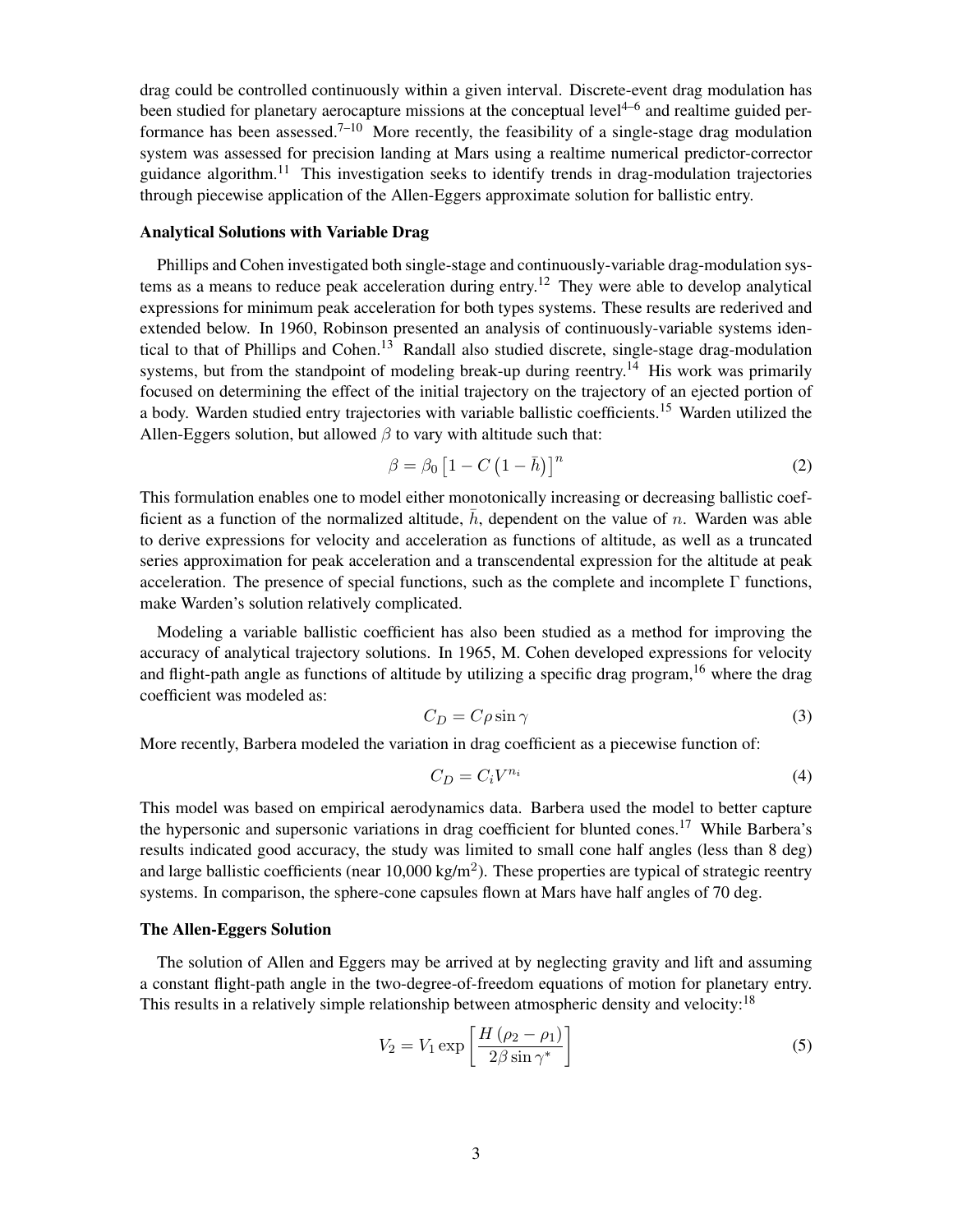drag could be controlled continuously within a given interval. Discrete-event drag modulation has been studied for planetary aerocapture missions at the conceptual level[4–6] and realtime guided performance has been assessed.[7–10] More recently, the feasibility of a single-stage drag modulation system was assessed for precision landing at Mars using a realtime numerical predictor-corrector guidance algorithm.[11] This investigation seeks to identify trends in drag-modulation trajectories through piecewise application of the Allen-Eggers approximate solution for ballistic entry.

### Analytical Solutions with Variable Drag

Phillips and Cohen investigated both single-stage and continuously-variable drag-modulation systems as a means to reduce peak acceleration during entry.[12] They were able to develop analytical expressions for minimum peak acceleration for both types systems. These results are rederived and extended below. In 1960, Robinson presented an analysis of continuously-variable systems identical to that of Phillips and Cohen.[13] Randall also studied discrete, single-stage drag-modulation systems, but from the standpoint of modeling break-up during reentry.[14] His work was primarily focused on determining the effect of the initial trajectory on the trajectory of an ejected portion of a body. Warden studied entry trajectories with variable ballistic coefficients.[15] Warden utilized the Allen-Eggers solution, but allowed $\beta$ to vary with altitude such that:

$$\beta = \beta_0 \left[1 - C\left(1 - \bar{h}\right)\right]^n \tag{2}$$

This formulation enables one to model either monotonically increasing or decreasing ballistic coefficient as a function of the normalized altitude, $\bar{h}$, dependent on the value of $n$. Warden was able to derive expressions for velocity and acceleration as functions of altitude, as well as a truncated series approximation for peak acceleration and a transcendental expression for the altitude at peak acceleration. The presence of special functions, such as the complete and incomplete $\Gamma$ functions, make Warden's solution relatively complicated.

Modeling a variable ballistic coefficient has also been studied as a method for improving the accuracy of analytical trajectory solutions. In 1965, M. Cohen developed expressions for velocity and flight-path angle as functions of altitude by utilizing a specific drag program,[16] where the drag coefficient was modeled as:

$$C_D = C\rho \sin\gamma \tag{3}$$

More recently, Barbera modeled the variation in drag coefficient as a piecewise function of:

$$C_D = C_i V^{n_i} \tag{4}$$

This model was based on empirical aerodynamics data. Barbera used the model to better capture the hypersonic and supersonic variations in drag coefficient for blunted cones.[17] While Barbera's results indicated good accuracy, the study was limited to small cone half angles (less than 8 deg) and large ballistic coefficients (near 10,000 kg/m$^2$). These properties are typical of strategic reentry systems. In comparison, the sphere-cone capsules flown at Mars have half angles of 70 deg.

### The Allen-Eggers Solution

The solution of Allen and Eggers may be arrived at by neglecting gravity and lift and assuming a constant flight-path angle in the two-degree-of-freedom equations of motion for planetary entry. This results in a relatively simple relationship between atmospheric density and velocity:[18]

$$V_2 = V_1 \exp\left[\frac{H\left(\rho_2 - \rho_1\right)}{2\beta \sin\gamma^*}\right] \tag{5}$$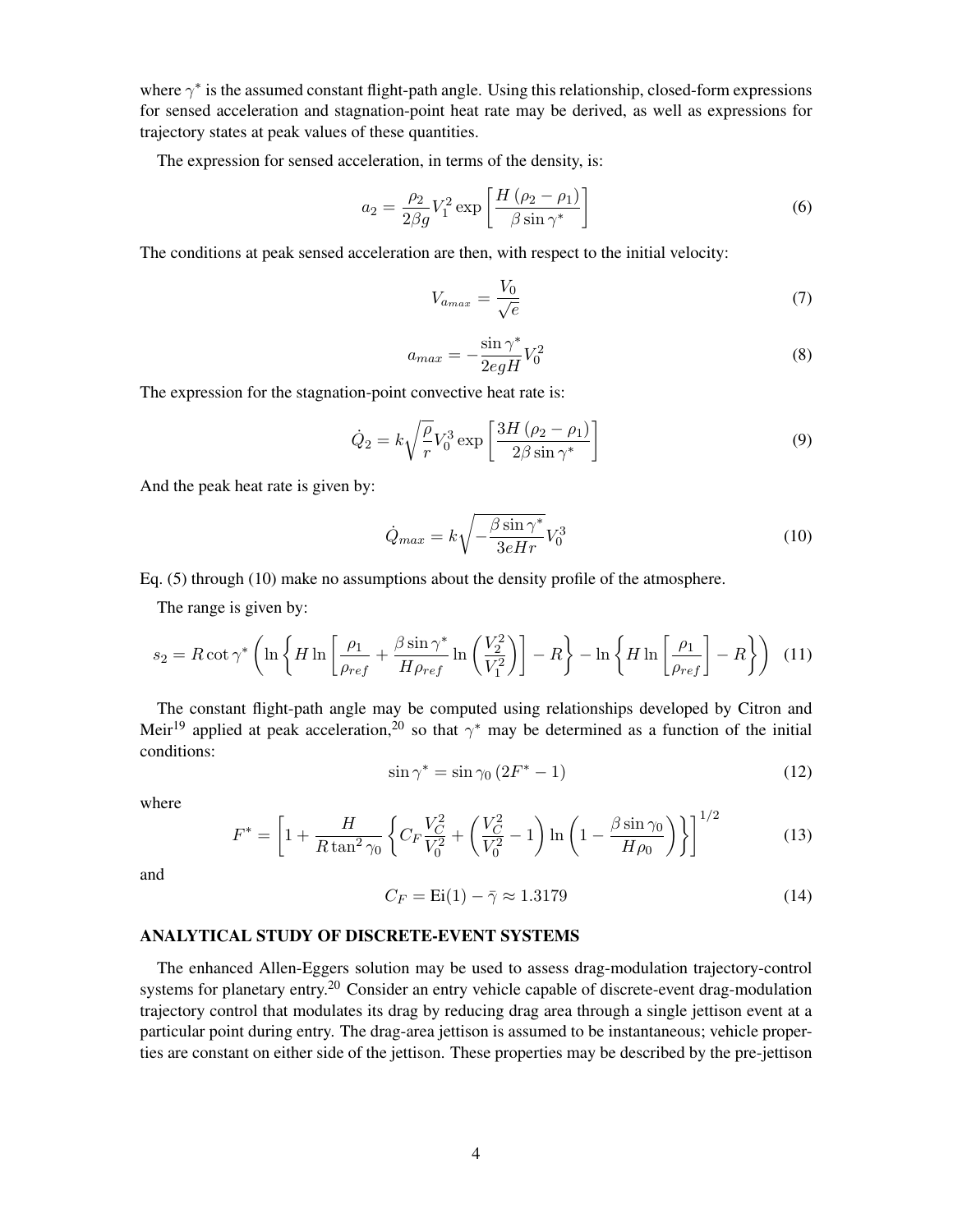where $\gamma^*$ is the assumed constant flight-path angle. Using this relationship, closed-form expressions for sensed acceleration and stagnation-point heat rate may be derived, as well as expressions for trajectory states at peak values of these quantities.

The expression for sensed acceleration, in terms of the density, is:

$$a_2 = \frac{\rho_2}{2\beta g} V_1^2 \exp\left[\frac{H(\rho_2 - \rho_1)}{\beta \sin\gamma^*}\right] \tag{6}$$

The conditions at peak sensed acceleration are then, with respect to the initial velocity:

$$V_{a_{max}} = \frac{V_0}{\sqrt{e}} \tag{7}$$

$$a_{max} = -\frac{\sin\gamma^*}{2egH} V_0^2 \tag{8}$$

The expression for the stagnation-point convective heat rate is:

$$\dot{Q}_2 = k\sqrt{\frac{\rho}{r}} V_0^3 \exp\left[\frac{3H(\rho_2 - \rho_1)}{2\beta \sin\gamma^*}\right] \tag{9}$$

And the peak heat rate is given by:

$$\dot{Q}_{max} = k\sqrt{-\frac{\beta \sin\gamma^*}{3eHr}} V_0^3 \tag{10}$$

Eq. (5) through (10) make no assumptions about the density profile of the atmosphere.

The range is given by:

$$s_2 = R\cot\gamma^* \left(\ln\left\{H \ln\left[\frac{\rho_1}{\rho_{ref}} + \frac{\beta \sin\gamma^*}{H\rho_{ref}} \ln\left(\frac{V_2^2}{V_1^2}\right)\right] - R\right\} - \ln\left\{H \ln\left[\frac{\rho_1}{\rho_{ref}}\right] - R\right\}\right) \tag{11}$$

The constant flight-path angle may be computed using relationships developed by Citron and Meir[19] applied at peak acceleration,[20] so that $\gamma^*$ may be determined as a function of the initial conditions:

$$\sin\gamma^* = \sin\gamma_0 (2F^* - 1) \tag{12}$$

where

$$F^* = \left[1 + \frac{H}{R\tan^2\gamma_0}\left\{C_F \frac{V_C^2}{V_0^2} + \left(\frac{V_C^2}{V_0^2} - 1\right)\ln\left(1 - \frac{\beta \sin\gamma_0}{H\rho_0}\right)\right\}\right]^{1/2} \tag{13}$$

and

$$C_F = \mathrm{Ei}(1) - \bar{\gamma} \approx 1.3179 \tag{14}$$

## ANALYTICAL STUDY OF DISCRETE-EVENT SYSTEMS

The enhanced Allen-Eggers solution may be used to assess drag-modulation trajectory-control systems for planetary entry.[20] Consider an entry vehicle capable of discrete-event drag-modulation trajectory control that modulates its drag by reducing drag area through a single jettison event at a particular point during entry. The drag-area jettison is assumed to be instantaneous; vehicle properties are constant on either side of the jettison. These properties may be described by the pre-jettison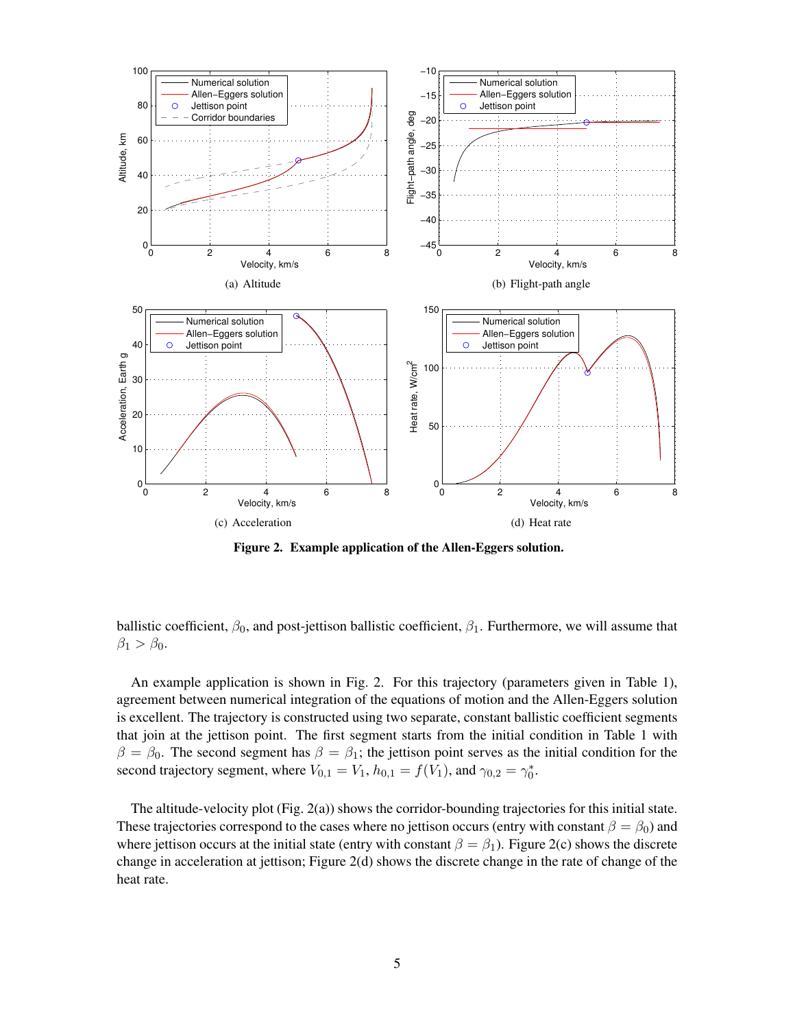(a) Altitude

(b) Flight-path angle

(c) Acceleration

(d) Heat rate

**Figure 2. Example application of the Allen-Eggers solution.**

ballistic coefficient, $\beta_0$, and post-jettison ballistic coefficient, $\beta_1$. Furthermore, we will assume that $\beta_1 > \beta_0$.

An example application is shown in Fig. 2. For this trajectory (parameters given in Table 1), agreement between numerical integration of the equations of motion and the Allen-Eggers solution is excellent. The trajectory is constructed using two separate, constant ballistic coefficient segments that join at the jettison point. The first segment starts from the initial condition in Table 1 with $\beta = \beta_0$. The second segment has $\beta = \beta_1$; the jettison point serves as the initial condition for the second trajectory segment, where $V_{0,1} = V_1$, $h_{0,1} = f(V_1)$, and $\gamma_{0,2} = \gamma_0^*$.

The altitude-velocity plot (Fig. 2(a)) shows the corridor-bounding trajectories for this initial state. These trajectories correspond to the cases where no jettison occurs (entry with constant $\beta = \beta_0$) and where jettison occurs at the initial state (entry with constant $\beta = \beta_1$). Figure 2(c) shows the discrete change in acceleration at jettison; Figure 2(d) shows the discrete change in the rate of change of the heat rate.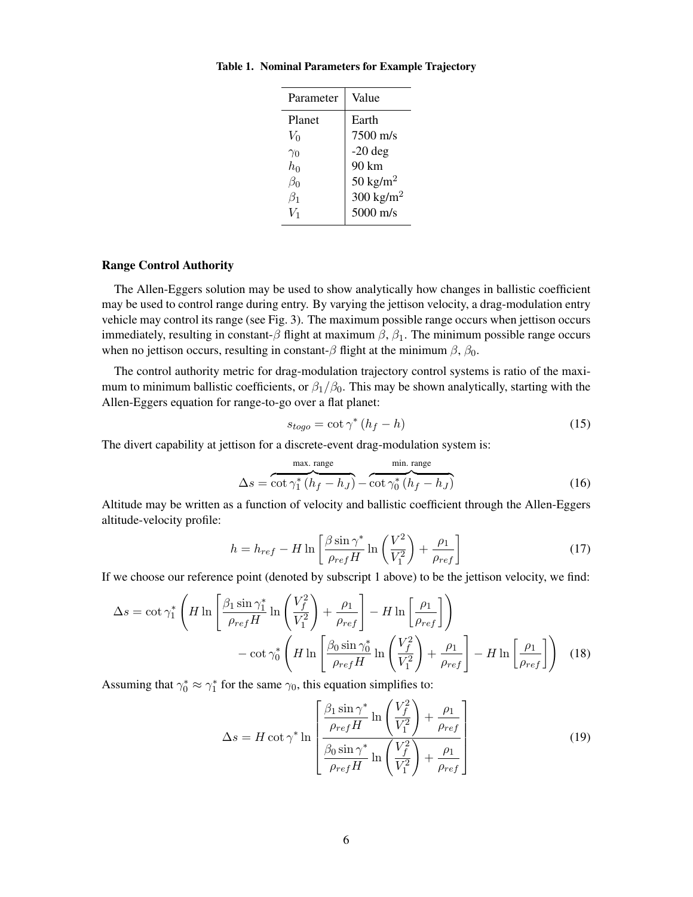**Table 1. Nominal Parameters for Example Trajectory**

| Parameter | Value |
|---|---|
| Planet | Earth |
| $V_0$ | 7500 m/s |
| $\gamma_0$ | -20 deg |
| $h_0$ | 90 km |
| $\beta_0$ | 50 kg/m$^2$ |
| $\beta_1$ | 300 kg/m$^2$ |
| $V_1$ | 5000 m/s |

### Range Control Authority

The Allen-Eggers solution may be used to show analytically how changes in ballistic coefficient may be used to control range during entry. By varying the jettison velocity, a drag-modulation entry vehicle may control its range (see Fig. 3). The maximum possible range occurs when jettison occurs immediately, resulting in constant-$\beta$ flight at maximum $\beta$, $\beta_1$. The minimum possible range occurs when no jettison occurs, resulting in constant-$\beta$ flight at the minimum $\beta$, $\beta_0$.

The control authority metric for drag-modulation trajectory control systems is ratio of the maximum to minimum ballistic coefficients, or $\beta_1/\beta_0$. This may be shown analytically, starting with the Allen-Eggers equation for range-to-go over a flat planet:

$$s_{togo} = \cot \gamma^* \left(h_f - h\right) \tag{15}$$

The divert capability at jettison for a discrete-event drag-modulation system is:

$$\Delta s = \overbrace{\cot \gamma_1^* \left(h_f - h_J\right)}^{\text{max. range}} - \overbrace{\cot \gamma_0^* \left(h_f - h_J\right)}^{\text{min. range}} \tag{16}$$

Altitude may be written as a function of velocity and ballistic coefficient through the Allen-Eggers altitude-velocity profile:

$$h = h_{ref} - H \ln \left[ \frac{\beta \sin \gamma^*}{\rho_{ref} H} \ln \left( \frac{V^2}{V_1^2} \right) + \frac{\rho_1}{\rho_{ref}} \right] \tag{17}$$

If we choose our reference point (denoted by subscript 1 above) to be the jettison velocity, we find:

$$\begin{aligned} \Delta s = \cot \gamma_1^* & \left( H \ln \left[ \frac{\beta_1 \sin \gamma_1^*}{\rho_{ref} H} \ln \left( \frac{V_f^2}{V_1^2} \right) + \frac{\rho_1}{\rho_{ref}} \right] - H \ln \left[ \frac{\rho_1}{\rho_{ref}} \right] \right) \\ & - \cot \gamma_0^* \left( H \ln \left[ \frac{\beta_0 \sin \gamma_0^*}{\rho_{ref} H} \ln \left( \frac{V_f^2}{V_1^2} \right) + \frac{\rho_1}{\rho_{ref}} \right] - H \ln \left[ \frac{\rho_1}{\rho_{ref}} \right] \right) \end{aligned} \tag{18}$$

Assuming that $\gamma_0^* \approx \gamma_1^*$ for the same $\gamma_0$, this equation simplifies to:

$$\Delta s = H \cot \gamma^* \ln \left[ \frac{ \dfrac{\beta_1 \sin \gamma^*}{\rho_{ref} H} \ln \left( \dfrac{V_f^2}{V_1^2} \right) + \dfrac{\rho_1}{\rho_{ref}} }{ \dfrac{\beta_0 \sin \gamma^*}{\rho_{ref} H} \ln \left( \dfrac{V_f^2}{V_1^2} \right) + \dfrac{\rho_1}{\rho_{ref}} } \right] \tag{19}$$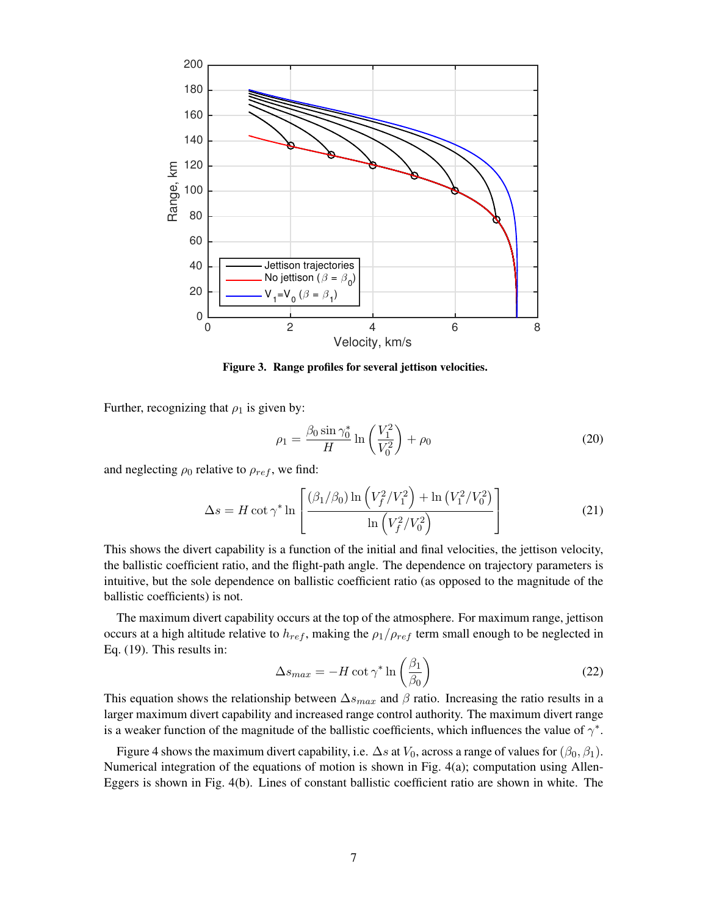Figure 3. Range profiles for several jettison velocities.

Further, recognizing that $\rho_1$ is given by:

$$\rho_1 = \frac{\beta_0 \sin \gamma_0^*}{H} \ln\left(\frac{V_1^2}{V_0^2}\right) + \rho_0 \tag{20}$$

and neglecting $\rho_0$ relative to $\rho_{ref}$, we find:

$$\Delta s = H \cot \gamma^* \ln\left[\frac{(\beta_1/\beta_0)\ln\left(V_f^2/V_1^2\right) + \ln\left(V_1^2/V_0^2\right)}{\ln\left(V_f^2/V_0^2\right)}\right] \tag{21}$$

This shows the divert capability is a function of the initial and final velocities, the jettison velocity, the ballistic coefficient ratio, and the flight-path angle. The dependence on trajectory parameters is intuitive, but the sole dependence on ballistic coefficient ratio (as opposed to the magnitude of the ballistic coefficients) is not.

The maximum divert capability occurs at the top of the atmosphere. For maximum range, jettison occurs at a high altitude relative to $h_{ref}$, making the $\rho_1/\rho_{ref}$ term small enough to be neglected in Eq. (19). This results in:

$$\Delta s_{max} = -H \cot \gamma^* \ln\left(\frac{\beta_1}{\beta_0}\right) \tag{22}$$

This equation shows the relationship between $\Delta s_{max}$ and $\beta$ ratio. Increasing the ratio results in a larger maximum divert capability and increased range control authority. The maximum divert range is a weaker function of the magnitude of the ballistic coefficients, which influences the value of $\gamma^*$.

Figure 4 shows the maximum divert capability, i.e. $\Delta s$ at $V_0$, across a range of values for $(\beta_0, \beta_1)$. Numerical integration of the equations of motion is shown in Fig. 4(a); computation using Allen-Eggers is shown in Fig. 4(b). Lines of constant ballistic coefficient ratio are shown in white. The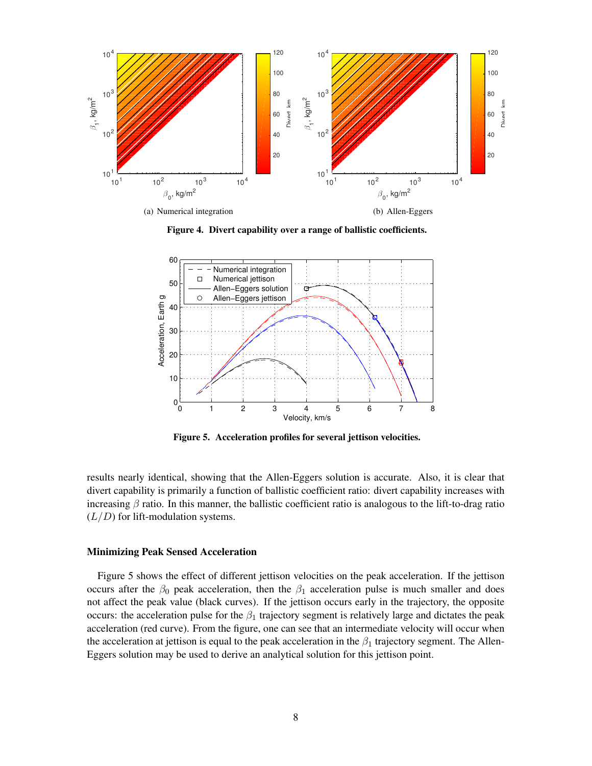(a) Numerical integration

(b) Allen-Eggers

**Figure 4. Divert capability over a range of ballistic coefficients.**

**Figure 5. Acceleration profiles for several jettison velocities.**

results nearly identical, showing that the Allen-Eggers solution is accurate. Also, it is clear that divert capability is primarily a function of ballistic coefficient ratio: divert capability increases with increasing $\beta$ ratio. In this manner, the ballistic coefficient ratio is analogous to the lift-to-drag ratio ($L/D$) for lift-modulation systems.

### Minimizing Peak Sensed Acceleration

Figure 5 shows the effect of different jettison velocities on the peak acceleration. If the jettison occurs after the $\beta_0$ peak acceleration, then the $\beta_1$ acceleration pulse is much smaller and does not affect the peak value (black curves). If the jettison occurs early in the trajectory, the opposite occurs: the acceleration pulse for the $\beta_1$ trajectory segment is relatively large and dictates the peak acceleration (red curve). From the figure, one can see that an intermediate velocity will occur when the acceleration at jettison is equal to the peak acceleration in the $\beta_1$ trajectory segment. The Allen-Eggers solution may be used to derive an analytical solution for this jettison point.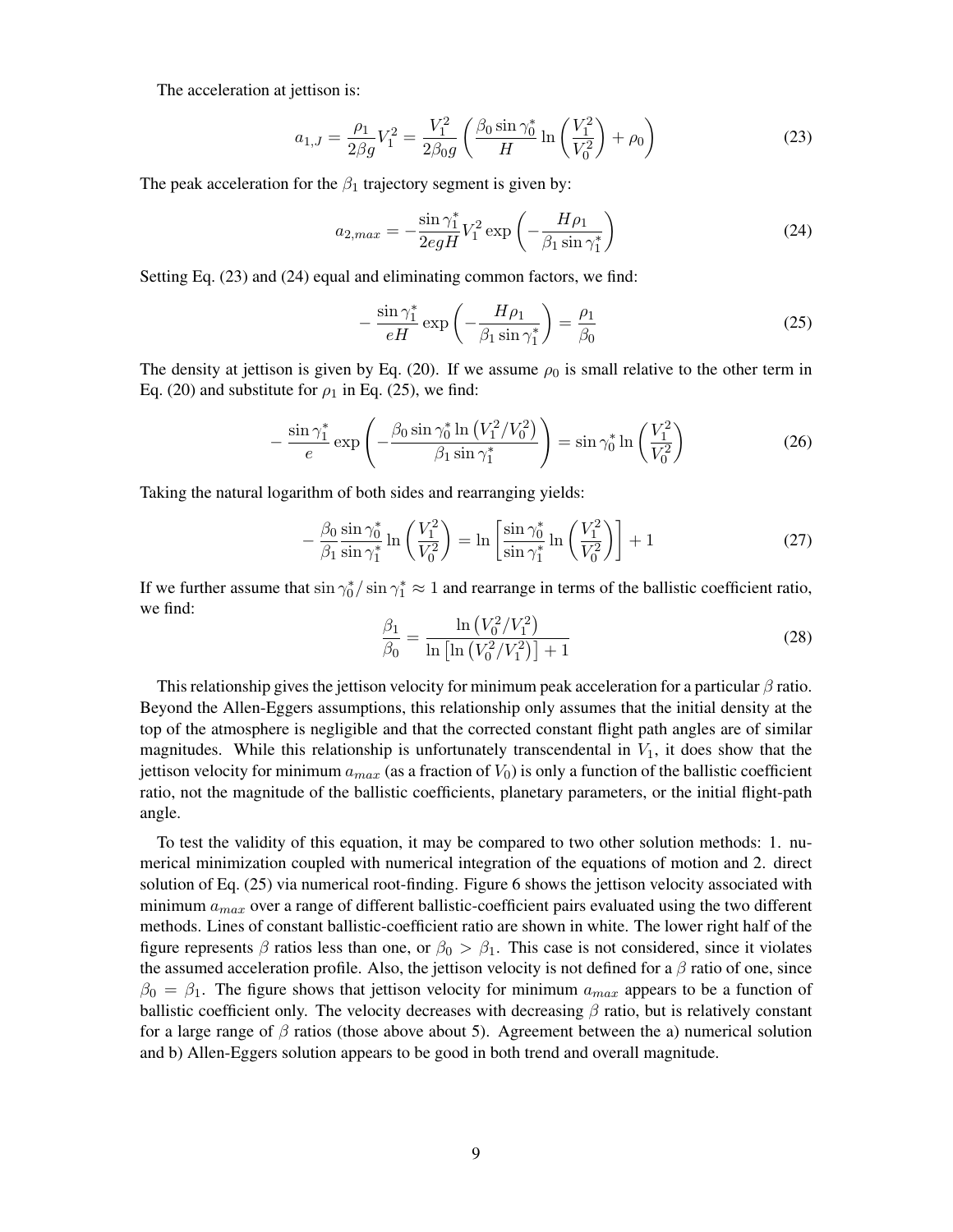The acceleration at jettison is:

$$a_{1,J} = \frac{\rho_1}{2\beta g} V_1^2 = \frac{V_1^2}{2\beta_0 g} \left( \frac{\beta_0 \sin \gamma_0^*}{H} \ln \left( \frac{V_1^2}{V_0^2} \right) + \rho_0 \right) \tag{23}$$

The peak acceleration for the $\beta_1$ trajectory segment is given by:

$$a_{2,max} = -\frac{\sin \gamma_1^*}{2egH} V_1^2 \exp \left( -\frac{H \rho_1}{\beta_1 \sin \gamma_1^*} \right) \tag{24}$$

Setting Eq. (23) and (24) equal and eliminating common factors, we find:

$$-\frac{\sin \gamma_1^*}{eH} \exp \left( -\frac{H \rho_1}{\beta_1 \sin \gamma_1^*} \right) = \frac{\rho_1}{\beta_0} \tag{25}$$

The density at jettison is given by Eq. (20). If we assume $\rho_0$ is small relative to the other term in Eq. (20) and substitute for $\rho_1$ in Eq. (25), we find:

$$-\frac{\sin \gamma_1^*}{e} \exp \left( -\frac{\beta_0 \sin \gamma_0^* \ln \left( V_1^2 / V_0^2 \right)}{\beta_1 \sin \gamma_1^*} \right) = \sin \gamma_0^* \ln \left( \frac{V_1^2}{V_0^2} \right) \tag{26}$$

Taking the natural logarithm of both sides and rearranging yields:

$$-\frac{\beta_0}{\beta_1} \frac{\sin \gamma_0^*}{\sin \gamma_1^*} \ln \left( \frac{V_1^2}{V_0^2} \right) = \ln \left[ \frac{\sin \gamma_0^*}{\sin \gamma_1^*} \ln \left( \frac{V_1^2}{V_0^2} \right) \right] + 1 \tag{27}$$

If we further assume that $\sin \gamma_0^* / \sin \gamma_1^* \approx 1$ and rearrange in terms of the ballistic coefficient ratio, we find:

$$\frac{\beta_1}{\beta_0} = \frac{\ln \left( V_0^2 / V_1^2 \right)}{\ln \left[ \ln \left( V_0^2 / V_1^2 \right) \right] + 1} \tag{28}$$

This relationship gives the jettison velocity for minimum peak acceleration for a particular $\beta$ ratio. Beyond the Allen-Eggers assumptions, this relationship only assumes that the initial density at the top of the atmosphere is negligible and that the corrected constant flight path angles are of similar magnitudes. While this relationship is unfortunately transcendental in $V_1$, it does show that the jettison velocity for minimum $a_{max}$ (as a fraction of $V_0$) is only a function of the ballistic coefficient ratio, not the magnitude of the ballistic coefficients, planetary parameters, or the initial flight-path angle.

To test the validity of this equation, it may be compared to two other solution methods: 1. numerical minimization coupled with numerical integration of the equations of motion and 2. direct solution of Eq. (25) via numerical root-finding. Figure 6 shows the jettison velocity associated with minimum $a_{max}$ over a range of different ballistic-coefficient pairs evaluated using the two different methods. Lines of constant ballistic-coefficient ratio are shown in white. The lower right half of the figure represents $\beta$ ratios less than one, or $\beta_0 > \beta_1$. This case is not considered, since it violates the assumed acceleration profile. Also, the jettison velocity is not defined for a $\beta$ ratio of one, since $\beta_0 = \beta_1$. The figure shows that jettison velocity for minimum $a_{max}$ appears to be a function of ballistic coefficient only. The velocity decreases with decreasing $\beta$ ratio, but is relatively constant for a large range of $\beta$ ratios (those above about 5). Agreement between the a) numerical solution and b) Allen-Eggers solution appears to be good in both trend and overall magnitude.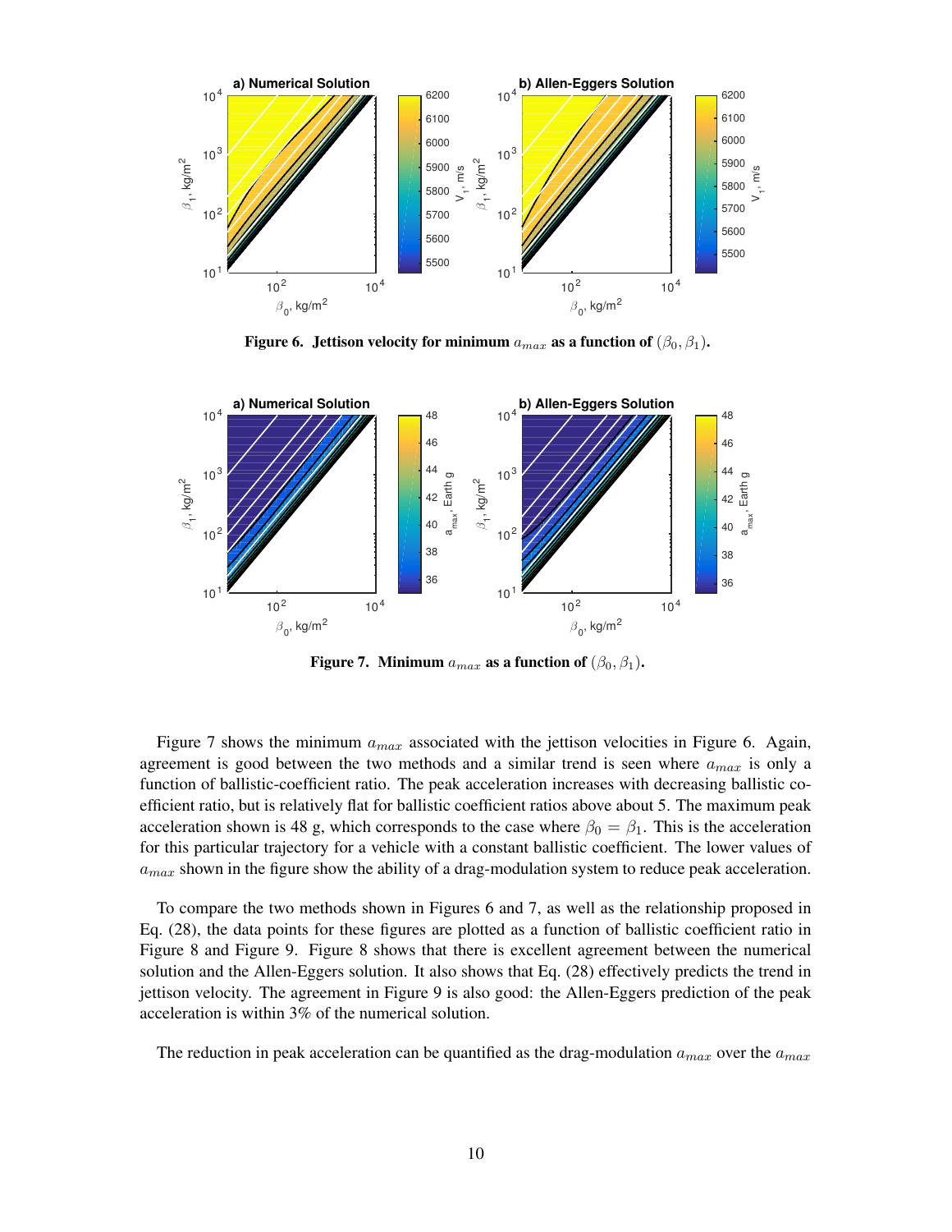Figure 6. Jettison velocity for minimum $a_{max}$ as a function of $(\beta_0, \beta_1)$.

Figure 7. Minimum $a_{max}$ as a function of $(\beta_0, \beta_1)$.

Figure 7 shows the minimum $a_{max}$ associated with the jettison velocities in Figure 6. Again, agreement is good between the two methods and a similar trend is seen where $a_{max}$ is only a function of ballistic-coefficient ratio. The peak acceleration increases with decreasing ballistic coefficient ratio, but is relatively flat for ballistic coefficient ratios above about 5. The maximum peak acceleration shown is 48 g, which corresponds to the case where $\beta_0 = \beta_1$. This is the acceleration for this particular trajectory for a vehicle with a constant ballistic coefficient. The lower values of $a_{max}$ shown in the figure show the ability of a drag-modulation system to reduce peak acceleration.

To compare the two methods shown in Figures 6 and 7, as well as the relationship proposed in Eq. (28), the data points for these figures are plotted as a function of ballistic coefficient ratio in Figure 8 and Figure 9. Figure 8 shows that there is excellent agreement between the numerical solution and the Allen-Eggers solution. It also shows that Eq. (28) effectively predicts the trend in jettison velocity. The agreement in Figure 9 is also good: the Allen-Eggers prediction of the peak acceleration is within 3% of the numerical solution.

The reduction in peak acceleration can be quantified as the drag-modulation $a_{max}$ over the $a_{max}$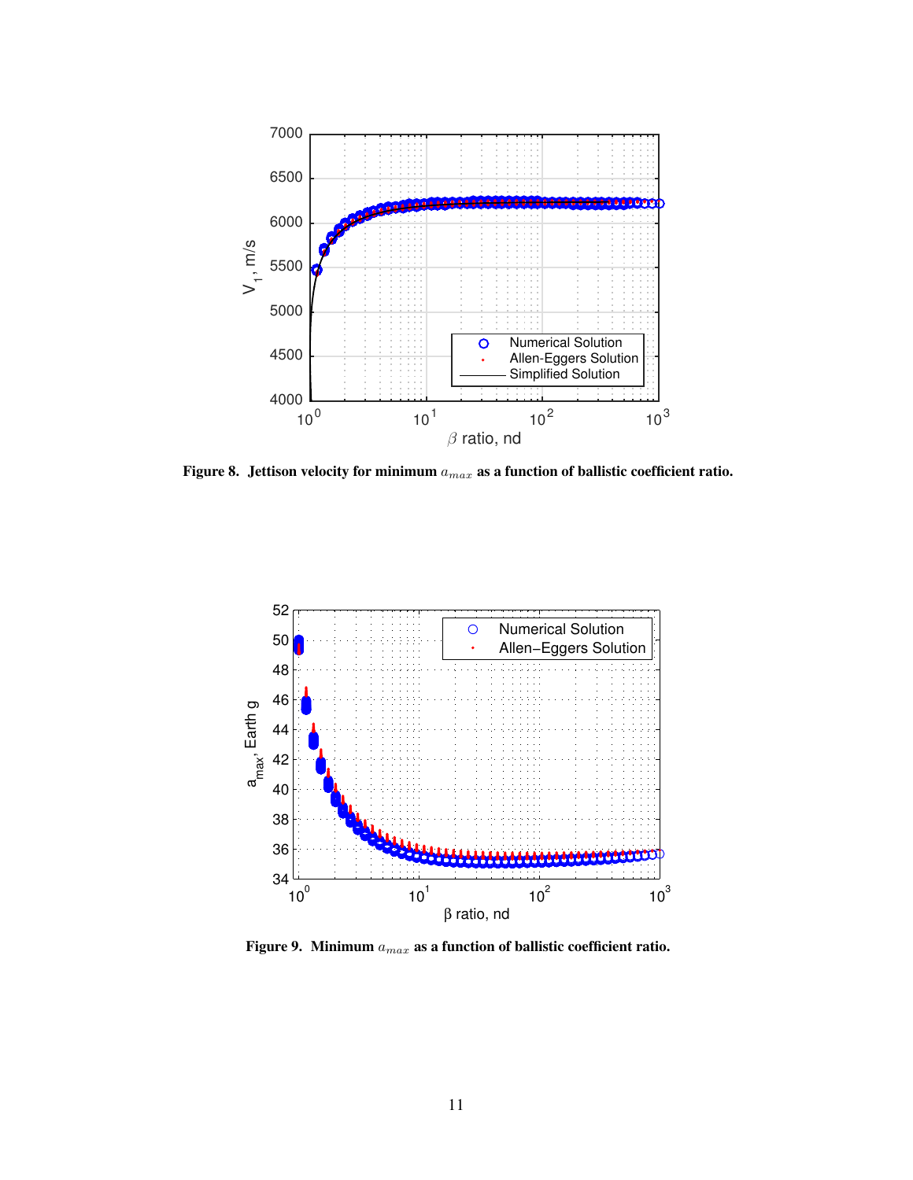**Figure 8. Jettison velocity for minimum $a_{max}$ as a function of ballistic coefficient ratio.**

**Figure 9. Minimum $a_{max}$ as a function of ballistic coefficient ratio.**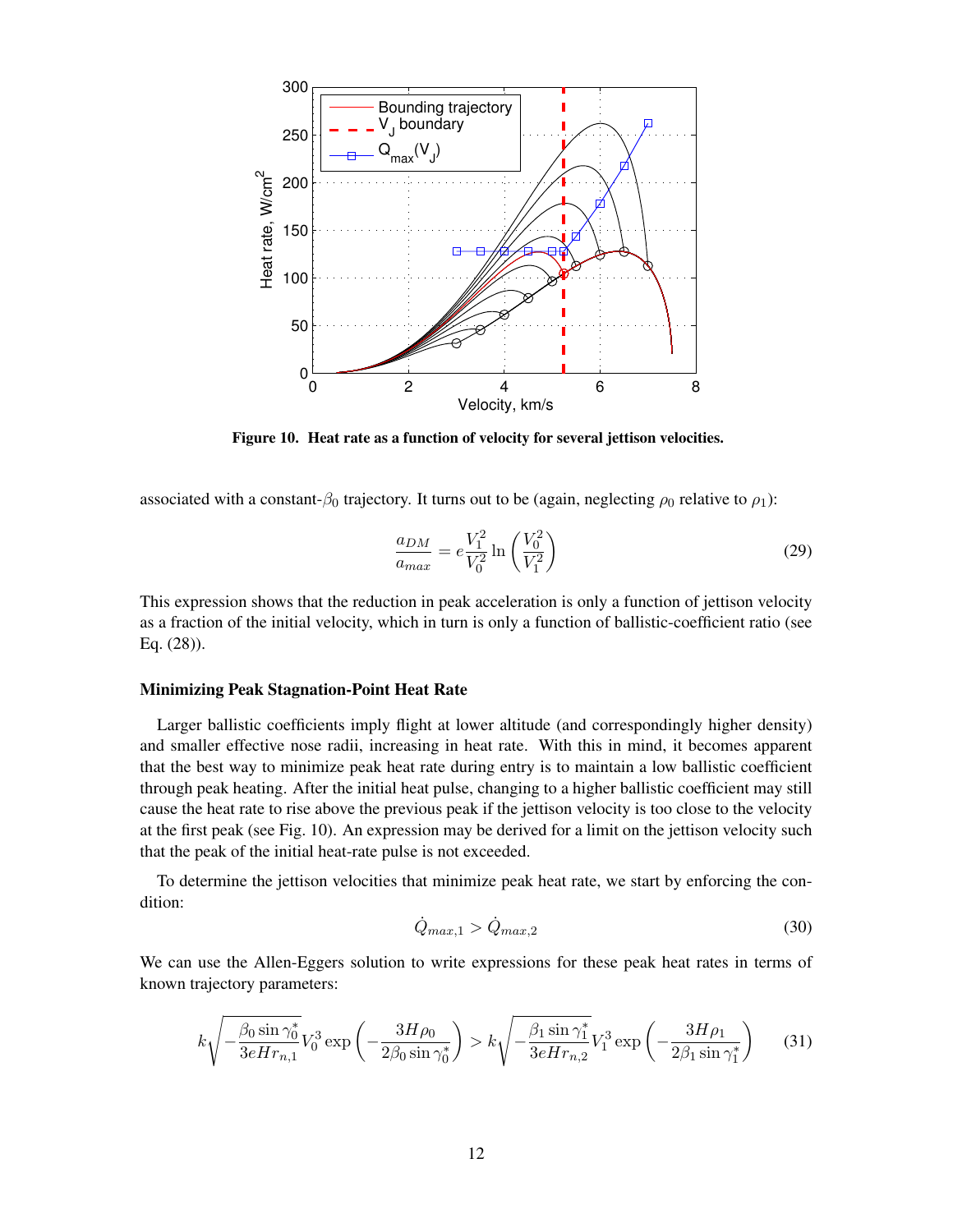**Figure 10. Heat rate as a function of velocity for several jettison velocities.**

associated with a constant-$\beta_0$ trajectory. It turns out to be (again, neglecting $\rho_0$ relative to $\rho_1$):

$$\frac{a_{DM}}{a_{max}} = e\frac{V_1^2}{V_0^2}\ln\left(\frac{V_0^2}{V_1^2}\right) \tag{29}$$

This expression shows that the reduction in peak acceleration is only a function of jettison velocity as a fraction of the initial velocity, which in turn is only a function of ballistic-coefficient ratio (see Eq. (28)).

### Minimizing Peak Stagnation-Point Heat Rate

Larger ballistic coefficients imply flight at lower altitude (and correspondingly higher density) and smaller effective nose radii, increasing in heat rate. With this in mind, it becomes apparent that the best way to minimize peak heat rate during entry is to maintain a low ballistic coefficient through peak heating. After the initial heat pulse, changing to a higher ballistic coefficient may still cause the heat rate to rise above the previous peak if the jettison velocity is too close to the velocity at the first peak (see Fig. 10). An expression may be derived for a limit on the jettison velocity such that the peak of the initial heat-rate pulse is not exceeded.

To determine the jettison velocities that minimize peak heat rate, we start by enforcing the condition:

$$\dot{Q}_{max,1} > \dot{Q}_{max,2} \tag{30}$$

We can use the Allen-Eggers solution to write expressions for these peak heat rates in terms of known trajectory parameters:

$$k\sqrt{-\frac{\beta_0 \sin\gamma_0^*}{3eHr_{n,1}}}V_0^3 \exp\left(-\frac{3H\rho_0}{2\beta_0 \sin\gamma_0^*}\right) > k\sqrt{-\frac{\beta_1 \sin\gamma_1^*}{3eHr_{n,2}}}V_1^3 \exp\left(-\frac{3H\rho_1}{2\beta_1 \sin\gamma_1^*}\right) \tag{31}$$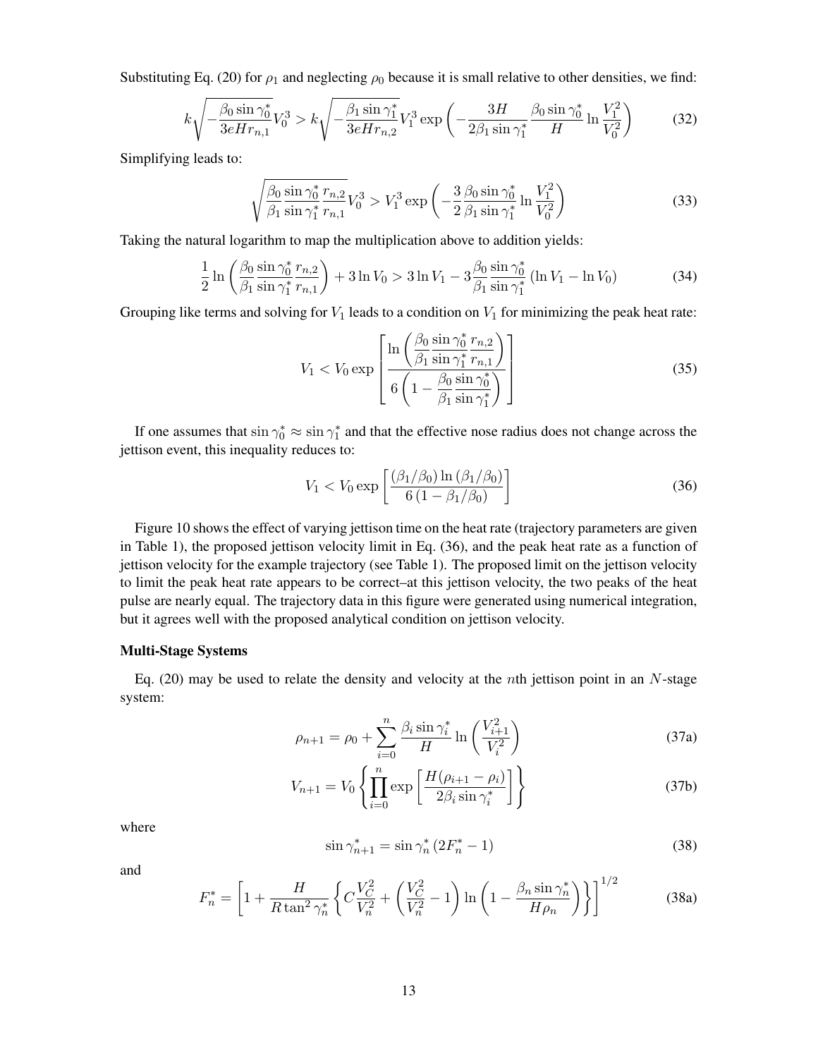Substituting Eq. (20) for $\rho_1$ and neglecting $\rho_0$ because it is small relative to other densities, we find:

$$k\sqrt{-\frac{\beta_0 \sin\gamma_0^*}{3eHr_{n,1}}}V_0^3 > k\sqrt{-\frac{\beta_1 \sin\gamma_1^*}{3eHr_{n,2}}}V_1^3 \exp\left(-\frac{3H}{2\beta_1 \sin\gamma_1^*}\frac{\beta_0 \sin\gamma_0^*}{H}\ln\frac{V_1^2}{V_0^2}\right) \tag{32}$$

Simplifying leads to:

$$\sqrt{\frac{\beta_0}{\beta_1}\frac{\sin\gamma_0^*}{\sin\gamma_1^*}\frac{r_{n,2}}{r_{n,1}}}V_0^3 > V_1^3 \exp\left(-\frac{3}{2}\frac{\beta_0 \sin\gamma_0^*}{\beta_1 \sin\gamma_1^*}\ln\frac{V_1^2}{V_0^2}\right) \tag{33}$$

Taking the natural logarithm to map the multiplication above to addition yields:

$$\frac{1}{2}\ln\left(\frac{\beta_0}{\beta_1}\frac{\sin\gamma_0^*}{\sin\gamma_1^*}\frac{r_{n,2}}{r_{n,1}}\right) + 3\ln V_0 > 3\ln V_1 - 3\frac{\beta_0}{\beta_1}\frac{\sin\gamma_0^*}{\sin\gamma_1^*}\left(\ln V_1 - \ln V_0\right) \tag{34}$$

Grouping like terms and solving for $V_1$ leads to a condition on $V_1$ for minimizing the peak heat rate:

$$V_1 < V_0 \exp\left[\frac{\ln\left(\dfrac{\beta_0}{\beta_1}\dfrac{\sin\gamma_0^*}{\sin\gamma_1^*}\dfrac{r_{n,2}}{r_{n,1}}\right)}{6\left(1 - \dfrac{\beta_0}{\beta_1}\dfrac{\sin\gamma_0^*}{\sin\gamma_1^*}\right)}\right] \tag{35}$$

If one assumes that $\sin\gamma_0^* \approx \sin\gamma_1^*$ and that the effective nose radius does not change across the jettison event, this inequality reduces to:

$$V_1 < V_0 \exp\left[\frac{(\beta_1/\beta_0)\ln(\beta_1/\beta_0)}{6\left(1 - \beta_1/\beta_0\right)}\right] \tag{36}$$

Figure 10 shows the effect of varying jettison time on the heat rate (trajectory parameters are given in Table 1), the proposed jettison velocity limit in Eq. (36), and the peak heat rate as a function of jettison velocity for the example trajectory (see Table 1). The proposed limit on the jettison velocity to limit the peak heat rate appears to be correct–at this jettison velocity, the two peaks of the heat pulse are nearly equal. The trajectory data in this figure were generated using numerical integration, but it agrees well with the proposed analytical condition on jettison velocity.

### Multi-Stage Systems

Eq. (20) may be used to relate the density and velocity at the $n$th jettison point in an $N$-stage system:

$$\rho_{n+1} = \rho_0 + \sum_{i=0}^{n}\frac{\beta_i \sin\gamma_i^*}{H}\ln\left(\frac{V_{i+1}^2}{V_i^2}\right) \tag{37a}$$

$$V_{n+1} = V_0\left\{\prod_{i=0}^{n}\exp\left[\frac{H(\rho_{i+1} - \rho_i)}{2\beta_i \sin\gamma_i^*}\right]\right\} \tag{37b}$$

where

$$\sin\gamma_{n+1}^* = \sin\gamma_n^*\left(2F_n^* - 1\right) \tag{38}$$

and

$$F_n^* = \left[1 + \frac{H}{R\tan^2\gamma_n^*}\left\{C\frac{V_C^2}{V_n^2} + \left(\frac{V_C^2}{V_n^2} - 1\right)\ln\left(1 - \frac{\beta_n \sin\gamma_n^*}{H\rho_n}\right)\right\}\right]^{1/2} \tag{38a}$$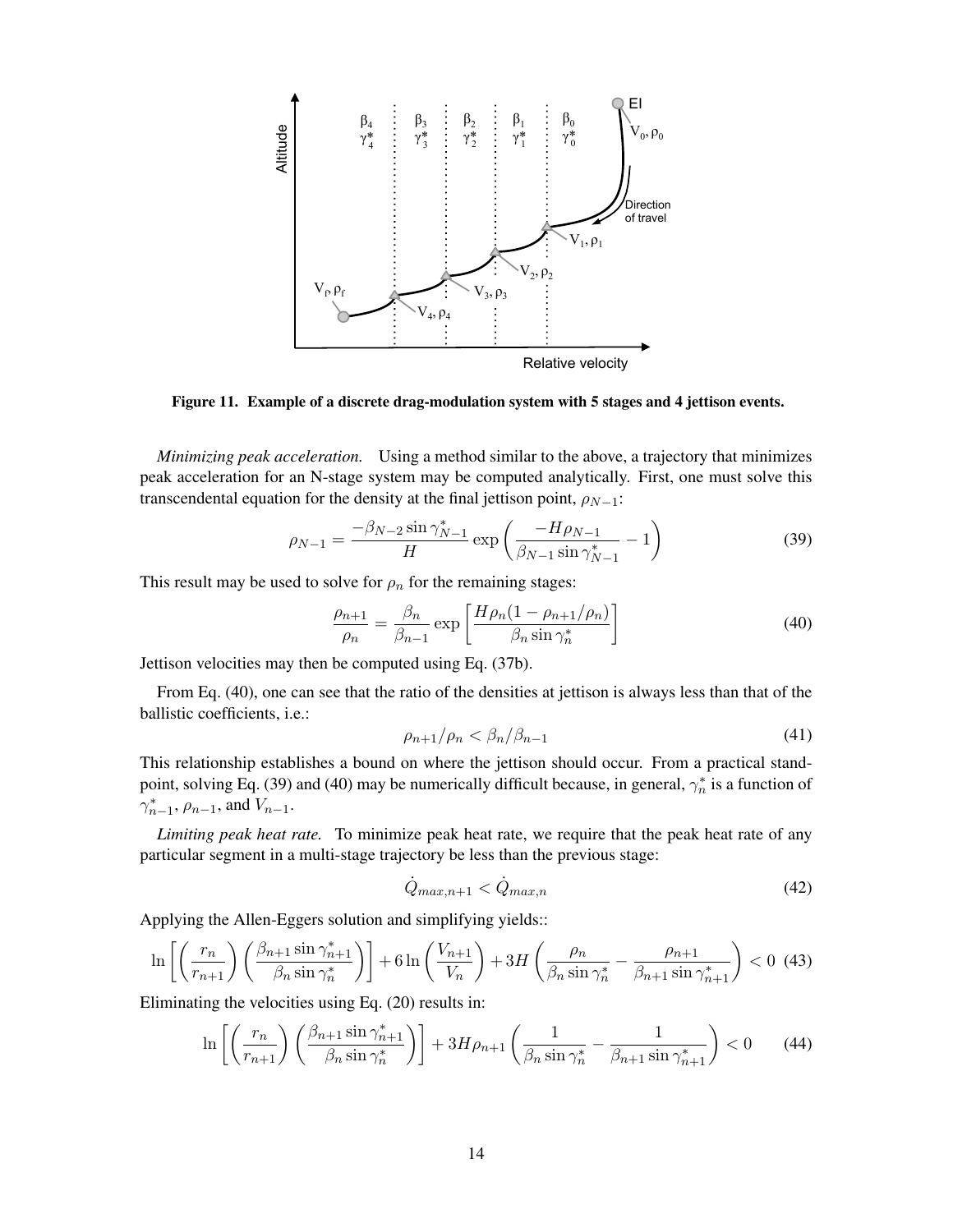Figure 11. Example of a discrete drag-modulation system with 5 stages and 4 jettison events.

*Minimizing peak acceleration.* Using a method similar to the above, a trajectory that minimizes peak acceleration for an N-stage system may be computed analytically. First, one must solve this transcendental equation for the density at the final jettison point, $\rho_{N-1}$:

$$\rho_{N-1} = \frac{-\beta_{N-2}\sin\gamma^*_{N-1}}{H}\exp\left(\frac{-H\rho_{N-1}}{\beta_{N-1}\sin\gamma^*_{N-1}} - 1\right) \tag{39}$$

This result may be used to solve for $\rho_n$ for the remaining stages:

$$\frac{\rho_{n+1}}{\rho_n} = \frac{\beta_n}{\beta_{n-1}}\exp\left[\frac{H\rho_n(1-\rho_{n+1}/\rho_n)}{\beta_n\sin\gamma^*_n}\right] \tag{40}$$

Jettison velocities may then be computed using Eq. (37b).

From Eq. (40), one can see that the ratio of the densities at jettison is always less than that of the ballistic coefficients, i.e.:

$$\rho_{n+1}/\rho_n < \beta_n/\beta_{n-1} \tag{41}$$

This relationship establishes a bound on where the jettison should occur. From a practical standpoint, solving Eq. (39) and (40) may be numerically difficult because, in general, $\gamma^*_n$ is a function of $\gamma^*_{n-1}$, $\rho_{n-1}$, and $V_{n-1}$.

*Limiting peak heat rate.* To minimize peak heat rate, we require that the peak heat rate of any particular segment in a multi-stage trajectory be less than the previous stage:

$$\dot{Q}_{max,n+1} < \dot{Q}_{max,n} \tag{42}$$

Applying the Allen-Eggers solution and simplifying yields::

$$\ln\left[\left(\frac{r_n}{r_{n+1}}\right)\left(\frac{\beta_{n+1}\sin\gamma^*_{n+1}}{\beta_n\sin\gamma^*_n}\right)\right] + 6\ln\left(\frac{V_{n+1}}{V_n}\right) + 3H\left(\frac{\rho_n}{\beta_n\sin\gamma^*_n} - \frac{\rho_{n+1}}{\beta_{n+1}\sin\gamma^*_{n+1}}\right) < 0 \tag{43}$$

Eliminating the velocities using Eq. (20) results in:

$$\ln\left[\left(\frac{r_n}{r_{n+1}}\right)\left(\frac{\beta_{n+1}\sin\gamma^*_{n+1}}{\beta_n\sin\gamma^*_n}\right)\right] + 3H\rho_{n+1}\left(\frac{1}{\beta_n\sin\gamma^*_n} - \frac{1}{\beta_{n+1}\sin\gamma^*_{n+1}}\right) < 0 \tag{44}$$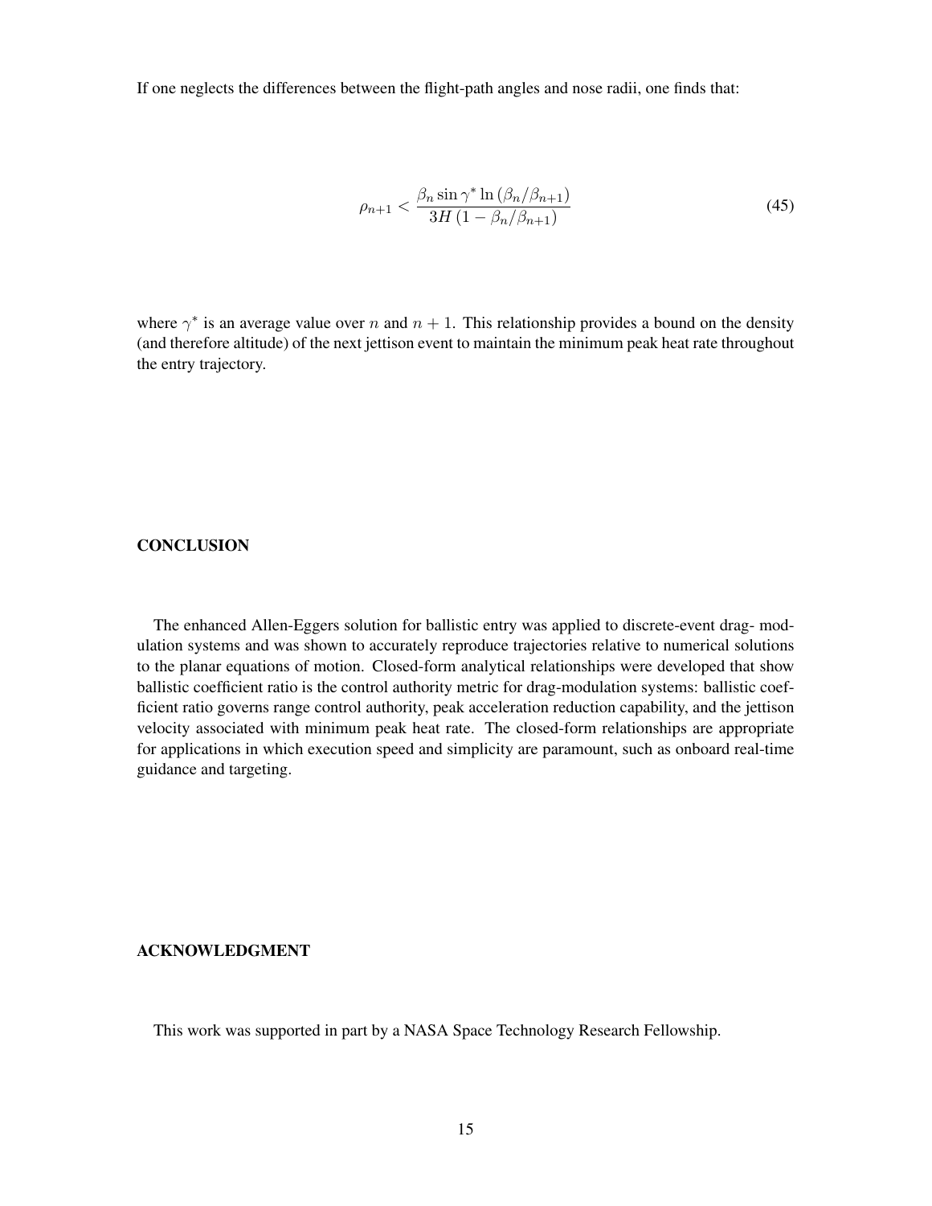If one neglects the differences between the flight-path angles and nose radii, one finds that:

$$\rho_{n+1} < \frac{\beta_n \sin \gamma^* \ln \left(\beta_n/\beta_{n+1}\right)}{3H\left(1 - \beta_n/\beta_{n+1}\right)} \tag{45}$$

where $\gamma^*$ is an average value over $n$ and $n+1$. This relationship provides a bound on the density (and therefore altitude) of the next jettison event to maintain the minimum peak heat rate throughout the entry trajectory.

## CONCLUSION

The enhanced Allen-Eggers solution for ballistic entry was applied to discrete-event drag- modulation systems and was shown to accurately reproduce trajectories relative to numerical solutions to the planar equations of motion. Closed-form analytical relationships were developed that show ballistic coefficient ratio is the control authority metric for drag-modulation systems: ballistic coefficient ratio governs range control authority, peak acceleration reduction capability, and the jettison velocity associated with minimum peak heat rate. The closed-form relationships are appropriate for applications in which execution speed and simplicity are paramount, such as onboard real-time guidance and targeting.

## ACKNOWLEDGMENT

This work was supported in part by a NASA Space Technology Research Fellowship.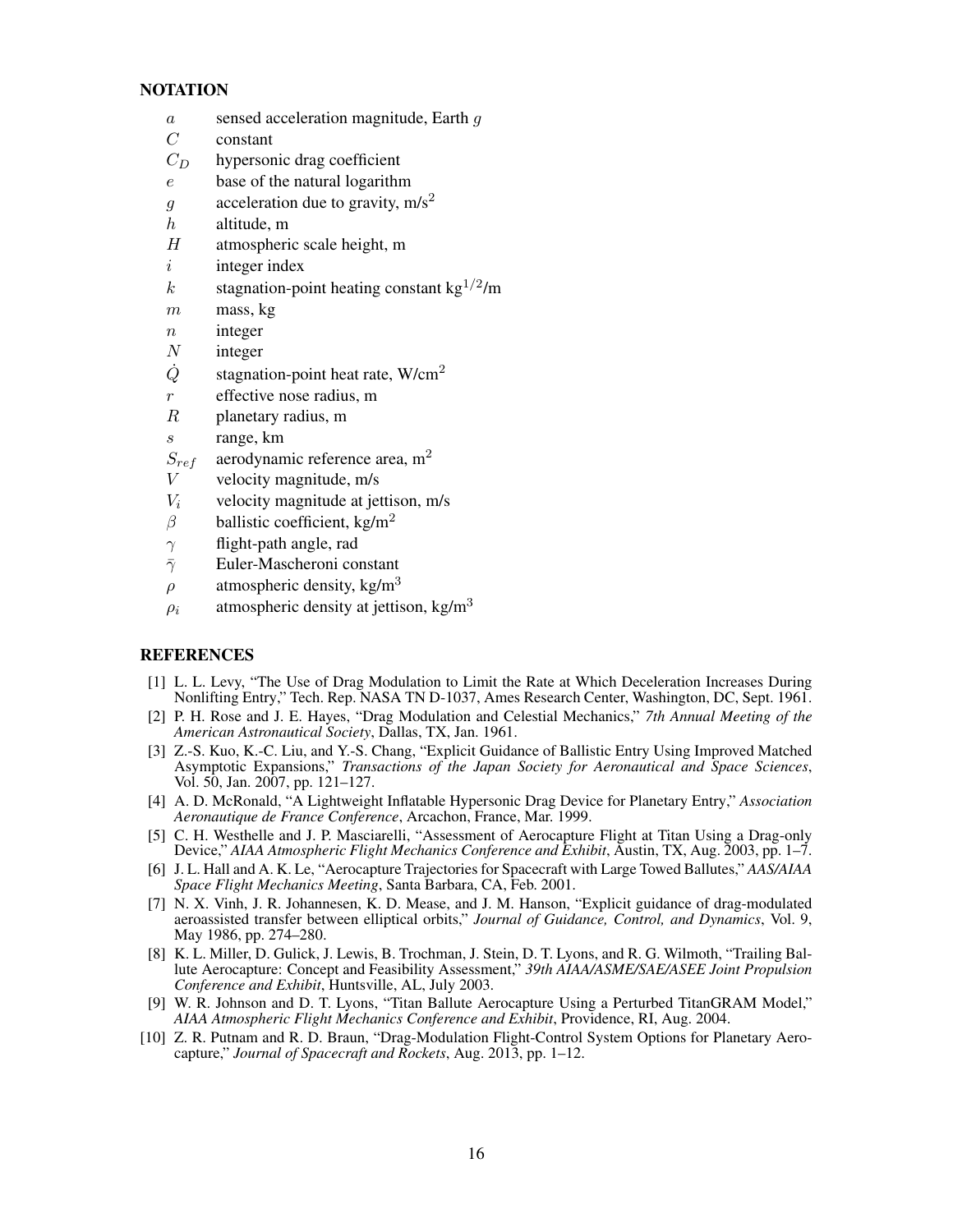## NOTATION

- $a$ sensed acceleration magnitude, Earth $g$
- $C$ constant
- $C_D$ hypersonic drag coefficient
- $e$ base of the natural logarithm
- $g$ acceleration due to gravity, m/s$^2$
- $h$ altitude, m
- $H$ atmospheric scale height, m
- $i$ integer index
- $k$ stagnation-point heating constant kg$^{1/2}$/m
- $m$ mass, kg
- $n$ integer
- $N$ integer
- $\dot{Q}$ stagnation-point heat rate, W/cm$^2$
- $r$ effective nose radius, m
- $R$ planetary radius, m
- $s$ range, km
- $S_{ref}$ aerodynamic reference area, m$^2$
- $V$ velocity magnitude, m/s
- $V_i$ velocity magnitude at jettison, m/s
- $\beta$ ballistic coefficient, kg/m$^2$
- $\gamma$ flight-path angle, rad
- $\bar{\gamma}$ Euler-Mascheroni constant
- $\rho$ atmospheric density, kg/m$^3$
- $\rho_i$ atmospheric density at jettison, kg/m$^3$

## REFERENCES

[1] L. L. Levy, "The Use of Drag Modulation to Limit the Rate at Which Deceleration Increases During Nonlifting Entry," Tech. Rep. NASA TN D-1037, Ames Research Center, Washington, DC, Sept. 1961.

[2] P. H. Rose and J. E. Hayes, "Drag Modulation and Celestial Mechanics," *7th Annual Meeting of the American Astronautical Society*, Dallas, TX, Jan. 1961.

[3] Z.-S. Kuo, K.-C. Liu, and Y.-S. Chang, "Explicit Guidance of Ballistic Entry Using Improved Matched Asymptotic Expansions," *Transactions of the Japan Society for Aeronautical and Space Sciences*, Vol. 50, Jan. 2007, pp. 121–127.

[4] A. D. McRonald, "A Lightweight Inflatable Hypersonic Drag Device for Planetary Entry," *Association Aeronautique de France Conference*, Arcachon, France, Mar. 1999.

[5] C. H. Westhelle and J. P. Masciarelli, "Assessment of Aerocapture Flight at Titan Using a Drag-only Device," *AIAA Atmospheric Flight Mechanics Conference and Exhibit*, Austin, TX, Aug. 2003, pp. 1–7.

[6] J. L. Hall and A. K. Le, "Aerocapture Trajectories for Spacecraft with Large Towed Ballutes," *AAS/AIAA Space Flight Mechanics Meeting*, Santa Barbara, CA, Feb. 2001.

[7] N. X. Vinh, J. R. Johannesen, K. D. Mease, and J. M. Hanson, "Explicit guidance of drag-modulated aeroassisted transfer between elliptical orbits," *Journal of Guidance, Control, and Dynamics*, Vol. 9, May 1986, pp. 274–280.

[8] K. L. Miller, D. Gulick, J. Lewis, B. Trochman, J. Stein, D. T. Lyons, and R. G. Wilmoth, "Trailing Ballute Aerocapture: Concept and Feasibility Assessment," *39th AIAA/ASME/SAE/ASEE Joint Propulsion Conference and Exhibit*, Huntsville, AL, July 2003.

[9] W. R. Johnson and D. T. Lyons, "Titan Ballute Aerocapture Using a Perturbed TitanGRAM Model," *AIAA Atmospheric Flight Mechanics Conference and Exhibit*, Providence, RI, Aug. 2004.

[10] Z. R. Putnam and R. D. Braun, "Drag-Modulation Flight-Control System Options for Planetary Aerocapture," *Journal of Spacecraft and Rockets*, Aug. 2013, pp. 1–12.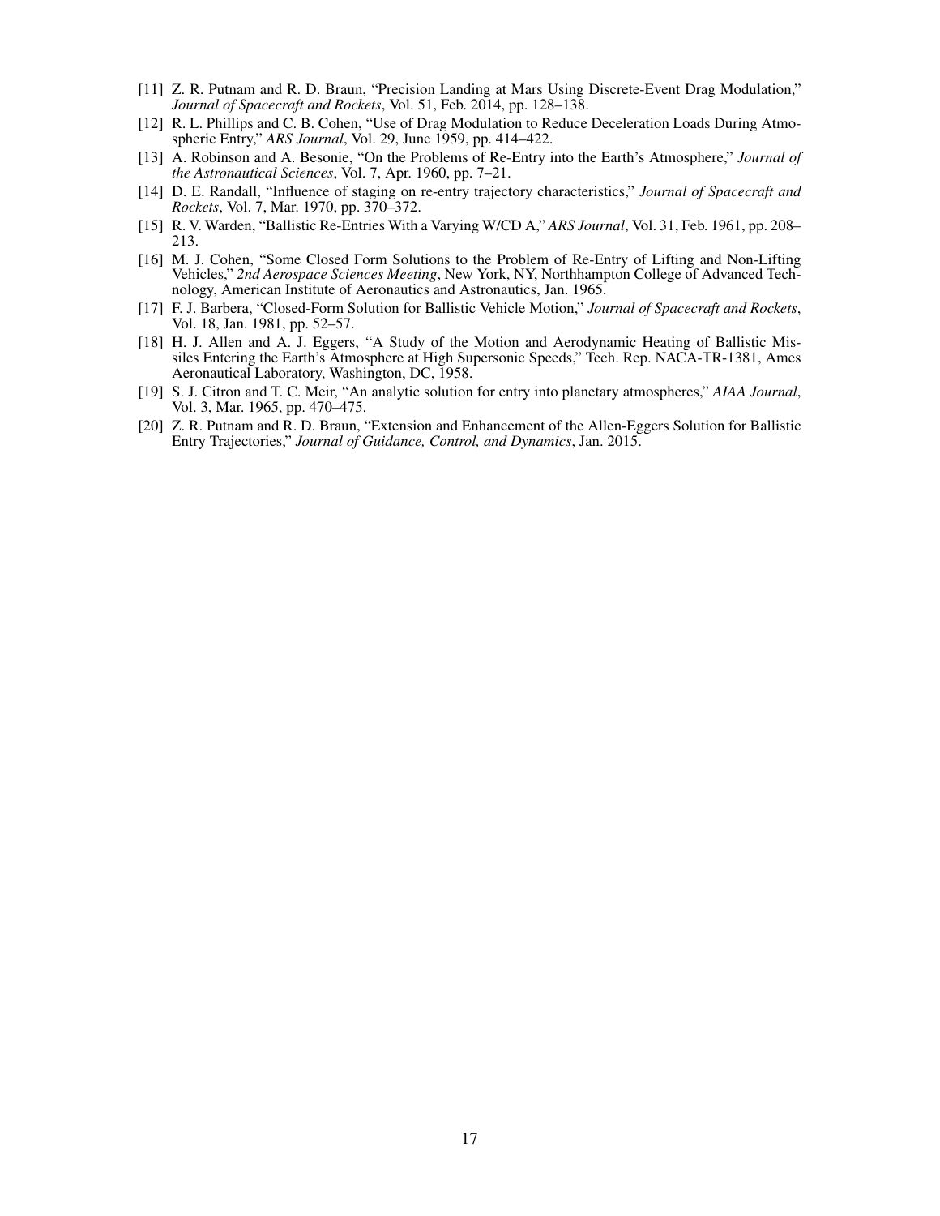[11] Z. R. Putnam and R. D. Braun, "Precision Landing at Mars Using Discrete-Event Drag Modulation," *Journal of Spacecraft and Rockets*, Vol. 51, Feb. 2014, pp. 128–138.

[12] R. L. Phillips and C. B. Cohen, "Use of Drag Modulation to Reduce Deceleration Loads During Atmospheric Entry," *ARS Journal*, Vol. 29, June 1959, pp. 414–422.

[13] A. Robinson and A. Besonie, "On the Problems of Re-Entry into the Earth's Atmosphere," *Journal of the Astronautical Sciences*, Vol. 7, Apr. 1960, pp. 7–21.

[14] D. E. Randall, "Influence of staging on re-entry trajectory characteristics," *Journal of Spacecraft and Rockets*, Vol. 7, Mar. 1970, pp. 370–372.

[15] R. V. Warden, "Ballistic Re-Entries With a Varying W/CD A," *ARS Journal*, Vol. 31, Feb. 1961, pp. 208–213.

[16] M. J. Cohen, "Some Closed Form Solutions to the Problem of Re-Entry of Lifting and Non-Lifting Vehicles," *2nd Aerospace Sciences Meeting*, New York, NY, Northhampton College of Advanced Technology, American Institute of Aeronautics and Astronautics, Jan. 1965.

[17] F. J. Barbera, "Closed-Form Solution for Ballistic Vehicle Motion," *Journal of Spacecraft and Rockets*, Vol. 18, Jan. 1981, pp. 52–57.

[18] H. J. Allen and A. J. Eggers, "A Study of the Motion and Aerodynamic Heating of Ballistic Missiles Entering the Earth's Atmosphere at High Supersonic Speeds," Tech. Rep. NACA-TR-1381, Ames Aeronautical Laboratory, Washington, DC, 1958.

[19] S. J. Citron and T. C. Meir, "An analytic solution for entry into planetary atmospheres," *AIAA Journal*, Vol. 3, Mar. 1965, pp. 470–475.

[20] Z. R. Putnam and R. D. Braun, "Extension and Enhancement of the Allen-Eggers Solution for Ballistic Entry Trajectories," *Journal of Guidance, Control, and Dynamics*, Jan. 2015.